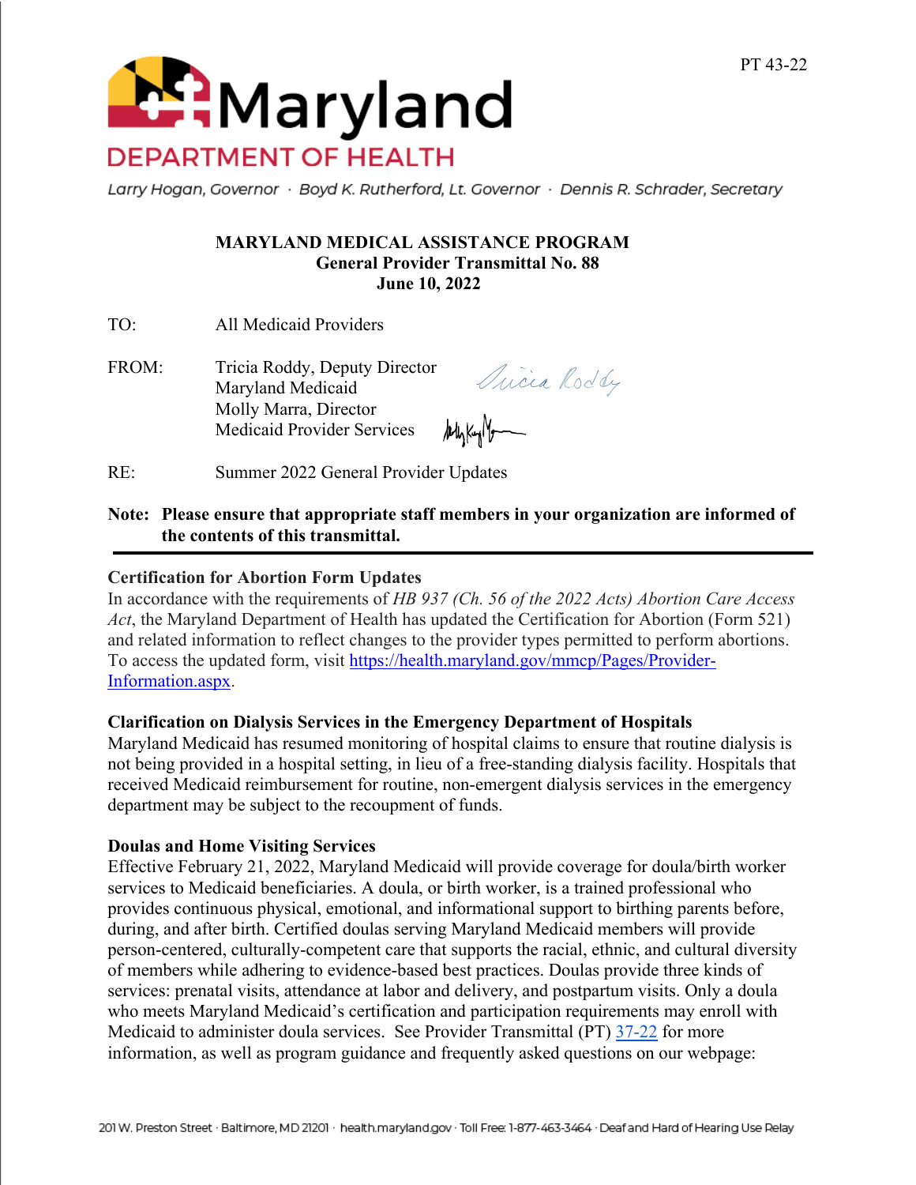PT 43-22

Maryland

DEPARTMENT OF HEALTH

Larry Hogan, Governor · Boyd K. Rutherford, Lt. Governor · Dennis R. Schrader, Secretary

**MARYLAND MEDICAL ASSISTANCE PROGRAM**
**General Provider Transmittal No. 88**
**June 10, 2022**

TO: All Medicaid Providers

FROM: Tricia Roddy, Deputy Director
Maryland Medicaid
Molly Marra, Director
Medicaid Provider Services

RE: Summer 2022 General Provider Updates

**Note: Please ensure that appropriate staff members in your organization are informed of the contents of this transmittal.**

---

### Certification for Abortion Form Updates

In accordance with the requirements of *HB 937 (Ch. 56 of the 2022 Acts) Abortion Care Access Act*, the Maryland Department of Health has updated the Certification for Abortion (Form 521) and related information to reflect changes to the provider types permitted to perform abortions. To access the updated form, visit https://health.maryland.gov/mmcp/Pages/Provider-Information.aspx.

### Clarification on Dialysis Services in the Emergency Department of Hospitals

Maryland Medicaid has resumed monitoring of hospital claims to ensure that routine dialysis is not being provided in a hospital setting, in lieu of a free-standing dialysis facility. Hospitals that received Medicaid reimbursement for routine, non-emergent dialysis services in the emergency department may be subject to the recoupment of funds.

### Doulas and Home Visiting Services

Effective February 21, 2022, Maryland Medicaid will provide coverage for doula/birth worker services to Medicaid beneficiaries. A doula, or birth worker, is a trained professional who provides continuous physical, emotional, and informational support to birthing parents before, during, and after birth. Certified doulas serving Maryland Medicaid members will provide person-centered, culturally-competent care that supports the racial, ethnic, and cultural diversity of members while adhering to evidence-based best practices. Doulas provide three kinds of services: prenatal visits, attendance at labor and delivery, and postpartum visits. Only a doula who meets Maryland Medicaid's certification and participation requirements may enroll with Medicaid to administer doula services. See Provider Transmittal (PT) 37-22 for more information, as well as program guidance and frequently asked questions on our webpage: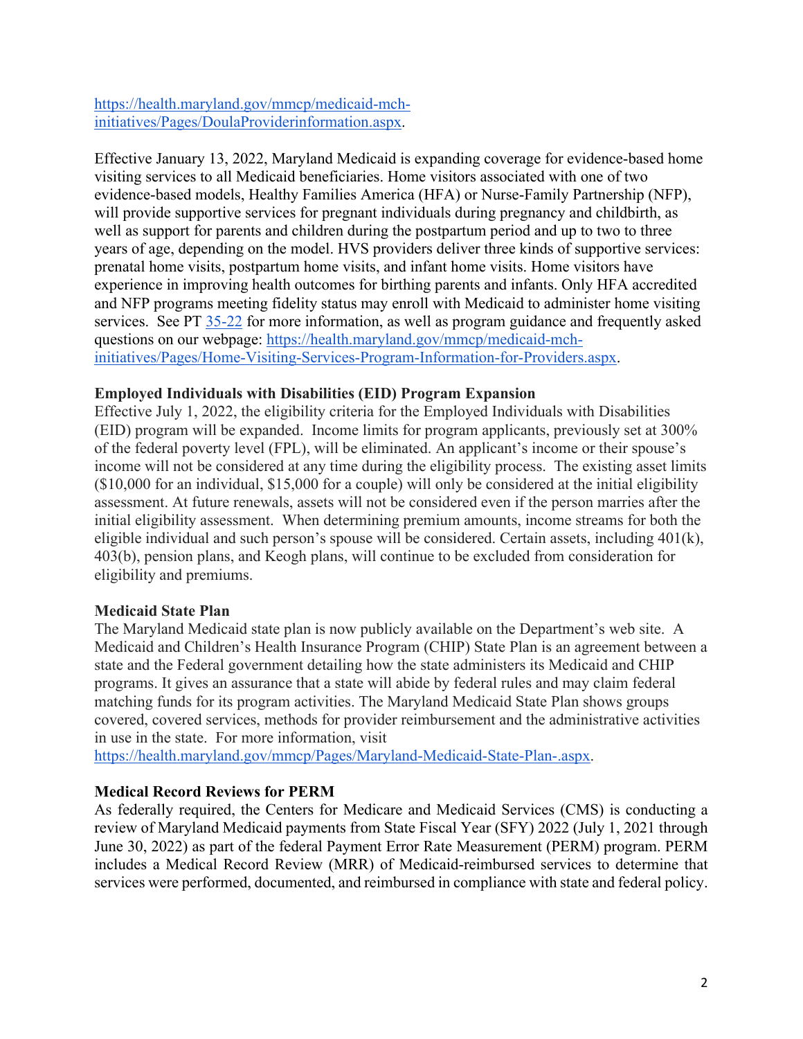https://health.maryland.gov/mmcp/medicaid-mch-initiatives/Pages/DoulaProviderinformation.aspx.

Effective January 13, 2022, Maryland Medicaid is expanding coverage for evidence-based home visiting services to all Medicaid beneficiaries. Home visitors associated with one of two evidence-based models, Healthy Families America (HFA) or Nurse-Family Partnership (NFP), will provide supportive services for pregnant individuals during pregnancy and childbirth, as well as support for parents and children during the postpartum period and up to two to three years of age, depending on the model. HVS providers deliver three kinds of supportive services: prenatal home visits, postpartum home visits, and infant home visits. Home visitors have experience in improving health outcomes for birthing parents and infants. Only HFA accredited and NFP programs meeting fidelity status may enroll with Medicaid to administer home visiting services. See PT 35-22 for more information, as well as program guidance and frequently asked questions on our webpage: https://health.maryland.gov/mmcp/medicaid-mch-initiatives/Pages/Home-Visiting-Services-Program-Information-for-Providers.aspx.

**Employed Individuals with Disabilities (EID) Program Expansion**

Effective July 1, 2022, the eligibility criteria for the Employed Individuals with Disabilities (EID) program will be expanded. Income limits for program applicants, previously set at 300% of the federal poverty level (FPL), will be eliminated. An applicant's income or their spouse's income will not be considered at any time during the eligibility process. The existing asset limits ($10,000 for an individual, $15,000 for a couple) will only be considered at the initial eligibility assessment. At future renewals, assets will not be considered even if the person marries after the initial eligibility assessment. When determining premium amounts, income streams for both the eligible individual and such person's spouse will be considered. Certain assets, including 401(k), 403(b), pension plans, and Keogh plans, will continue to be excluded from consideration for eligibility and premiums.

**Medicaid State Plan**

The Maryland Medicaid state plan is now publicly available on the Department's web site. A Medicaid and Children's Health Insurance Program (CHIP) State Plan is an agreement between a state and the Federal government detailing how the state administers its Medicaid and CHIP programs. It gives an assurance that a state will abide by federal rules and may claim federal matching funds for its program activities. The Maryland Medicaid State Plan shows groups covered, covered services, methods for provider reimbursement and the administrative activities in use in the state. For more information, visit https://health.maryland.gov/mmcp/Pages/Maryland-Medicaid-State-Plan-.aspx.

**Medical Record Reviews for PERM**

As federally required, the Centers for Medicare and Medicaid Services (CMS) is conducting a review of Maryland Medicaid payments from State Fiscal Year (SFY) 2022 (July 1, 2021 through June 30, 2022) as part of the federal Payment Error Rate Measurement (PERM) program. PERM includes a Medical Record Review (MRR) of Medicaid-reimbursed services to determine that services were performed, documented, and reimbursed in compliance with state and federal policy.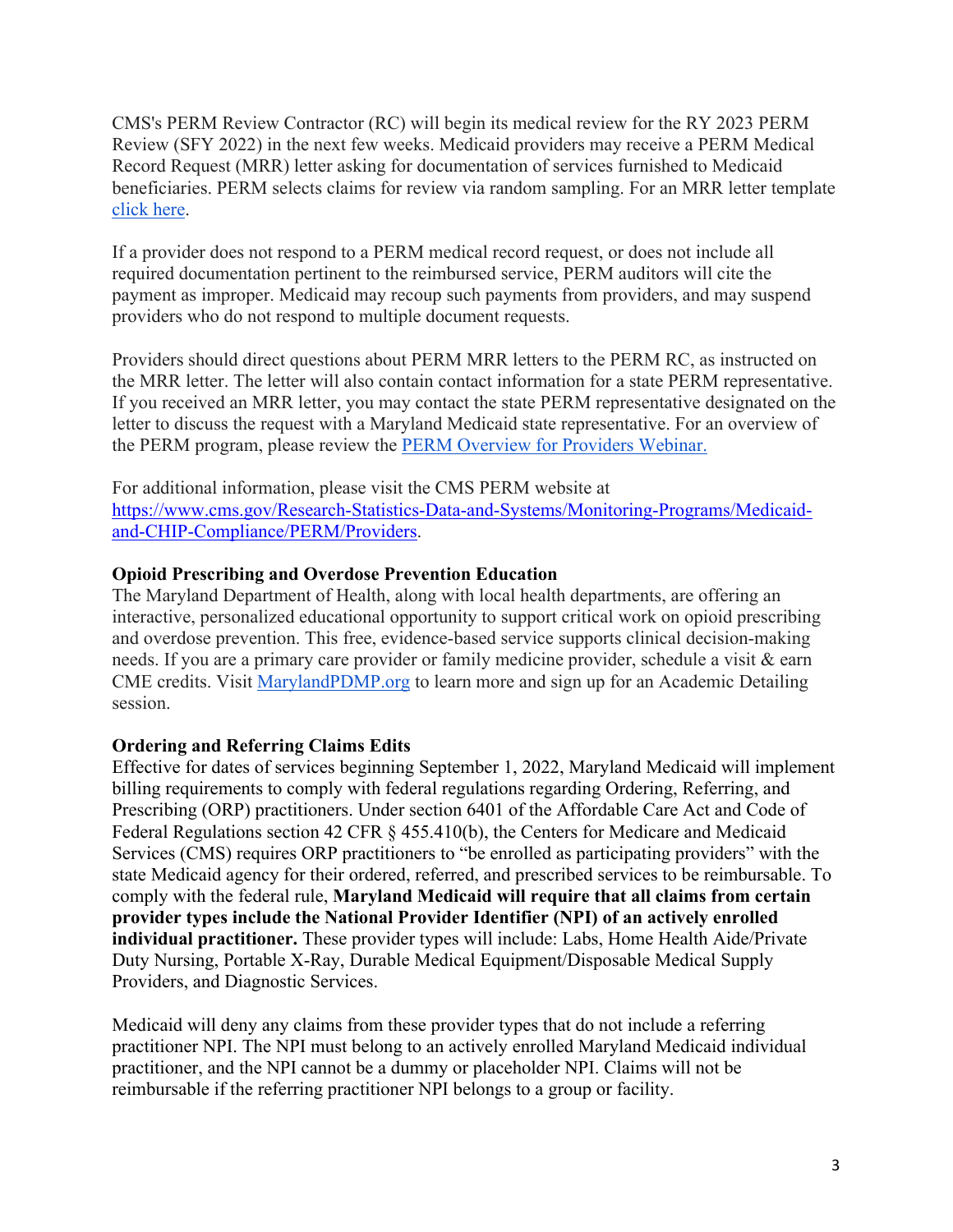CMS's PERM Review Contractor (RC) will begin its medical review for the RY 2023 PERM Review (SFY 2022) in the next few weeks. Medicaid providers may receive a PERM Medical Record Request (MRR) letter asking for documentation of services furnished to Medicaid beneficiaries. PERM selects claims for review via random sampling. For an MRR letter template click here.

If a provider does not respond to a PERM medical record request, or does not include all required documentation pertinent to the reimbursed service, PERM auditors will cite the payment as improper. Medicaid may recoup such payments from providers, and may suspend providers who do not respond to multiple document requests.

Providers should direct questions about PERM MRR letters to the PERM RC, as instructed on the MRR letter. The letter will also contain contact information for a state PERM representative. If you received an MRR letter, you may contact the state PERM representative designated on the letter to discuss the request with a Maryland Medicaid state representative. For an overview of the PERM program, please review the PERM Overview for Providers Webinar.

For additional information, please visit the CMS PERM website at https://www.cms.gov/Research-Statistics-Data-and-Systems/Monitoring-Programs/Medicaid-and-CHIP-Compliance/PERM/Providers.

**Opioid Prescribing and Overdose Prevention Education**

The Maryland Department of Health, along with local health departments, are offering an interactive, personalized educational opportunity to support critical work on opioid prescribing and overdose prevention. This free, evidence-based service supports clinical decision-making needs. If you are a primary care provider or family medicine provider, schedule a visit & earn CME credits. Visit MarylandPDMP.org to learn more and sign up for an Academic Detailing session.

**Ordering and Referring Claims Edits**

Effective for dates of services beginning September 1, 2022, Maryland Medicaid will implement billing requirements to comply with federal regulations regarding Ordering, Referring, and Prescribing (ORP) practitioners. Under section 6401 of the Affordable Care Act and Code of Federal Regulations section 42 CFR § 455.410(b), the Centers for Medicare and Medicaid Services (CMS) requires ORP practitioners to "be enrolled as participating providers" with the state Medicaid agency for their ordered, referred, and prescribed services to be reimbursable. To comply with the federal rule, **Maryland Medicaid will require that all claims from certain provider types include the National Provider Identifier (NPI) of an actively enrolled individual practitioner.** These provider types will include: Labs, Home Health Aide/Private Duty Nursing, Portable X-Ray, Durable Medical Equipment/Disposable Medical Supply Providers, and Diagnostic Services.

Medicaid will deny any claims from these provider types that do not include a referring practitioner NPI. The NPI must belong to an actively enrolled Maryland Medicaid individual practitioner, and the NPI cannot be a dummy or placeholder NPI. Claims will not be reimbursable if the referring practitioner NPI belongs to a group or facility.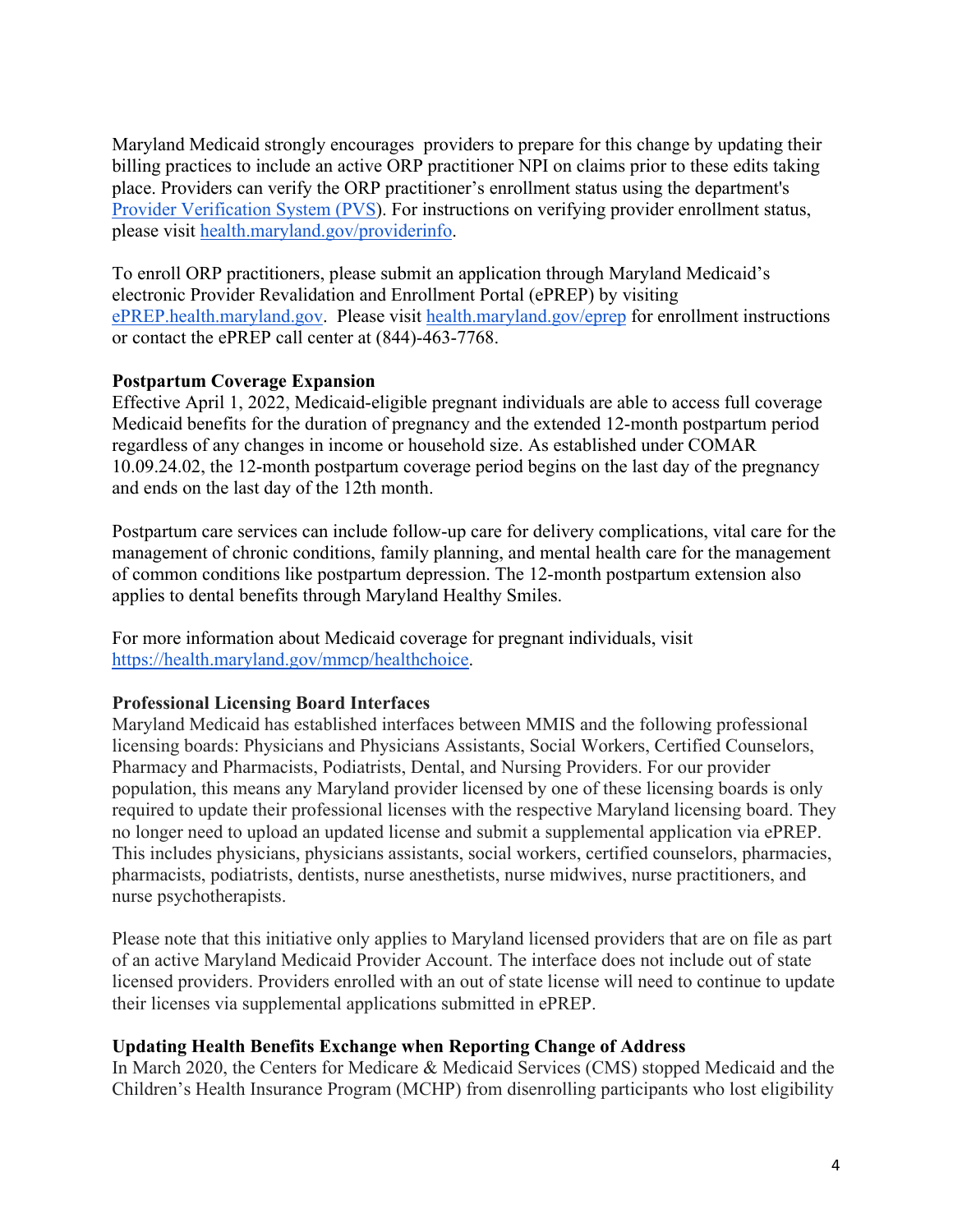Maryland Medicaid strongly encourages providers to prepare for this change by updating their billing practices to include an active ORP practitioner NPI on claims prior to these edits taking place. Providers can verify the ORP practitioner's enrollment status using the department's [Provider Verification System (PVS)](). For instructions on verifying provider enrollment status, please visit [health.maryland.gov/providerinfo]().

To enroll ORP practitioners, please submit an application through Maryland Medicaid's electronic Provider Revalidation and Enrollment Portal (ePREP) by visiting [ePREP.health.maryland.gov](). Please visit [health.maryland.gov/eprep]() for enrollment instructions or contact the ePREP call center at (844)-463-7768.

**Postpartum Coverage Expansion**

Effective April 1, 2022, Medicaid-eligible pregnant individuals are able to access full coverage Medicaid benefits for the duration of pregnancy and the extended 12-month postpartum period regardless of any changes in income or household size. As established under COMAR 10.09.24.02, the 12-month postpartum coverage period begins on the last day of the pregnancy and ends on the last day of the 12th month.

Postpartum care services can include follow-up care for delivery complications, vital care for the management of chronic conditions, family planning, and mental health care for the management of common conditions like postpartum depression. The 12-month postpartum extension also applies to dental benefits through Maryland Healthy Smiles.

For more information about Medicaid coverage for pregnant individuals, visit [https://health.maryland.gov/mmcp/healthchoice]().

**Professional Licensing Board Interfaces**

Maryland Medicaid has established interfaces between MMIS and the following professional licensing boards: Physicians and Physicians Assistants, Social Workers, Certified Counselors, Pharmacy and Pharmacists, Podiatrists, Dental, and Nursing Providers. For our provider population, this means any Maryland provider licensed by one of these licensing boards is only required to update their professional licenses with the respective Maryland licensing board. They no longer need to upload an updated license and submit a supplemental application via ePREP. This includes physicians, physicians assistants, social workers, certified counselors, pharmacies, pharmacists, podiatrists, dentists, nurse anesthetists, nurse midwives, nurse practitioners, and nurse psychotherapists.

Please note that this initiative only applies to Maryland licensed providers that are on file as part of an active Maryland Medicaid Provider Account. The interface does not include out of state licensed providers. Providers enrolled with an out of state license will need to continue to update their licenses via supplemental applications submitted in ePREP.

**Updating Health Benefits Exchange when Reporting Change of Address**

In March 2020, the Centers for Medicare & Medicaid Services (CMS) stopped Medicaid and the Children's Health Insurance Program (MCHP) from disenrolling participants who lost eligibility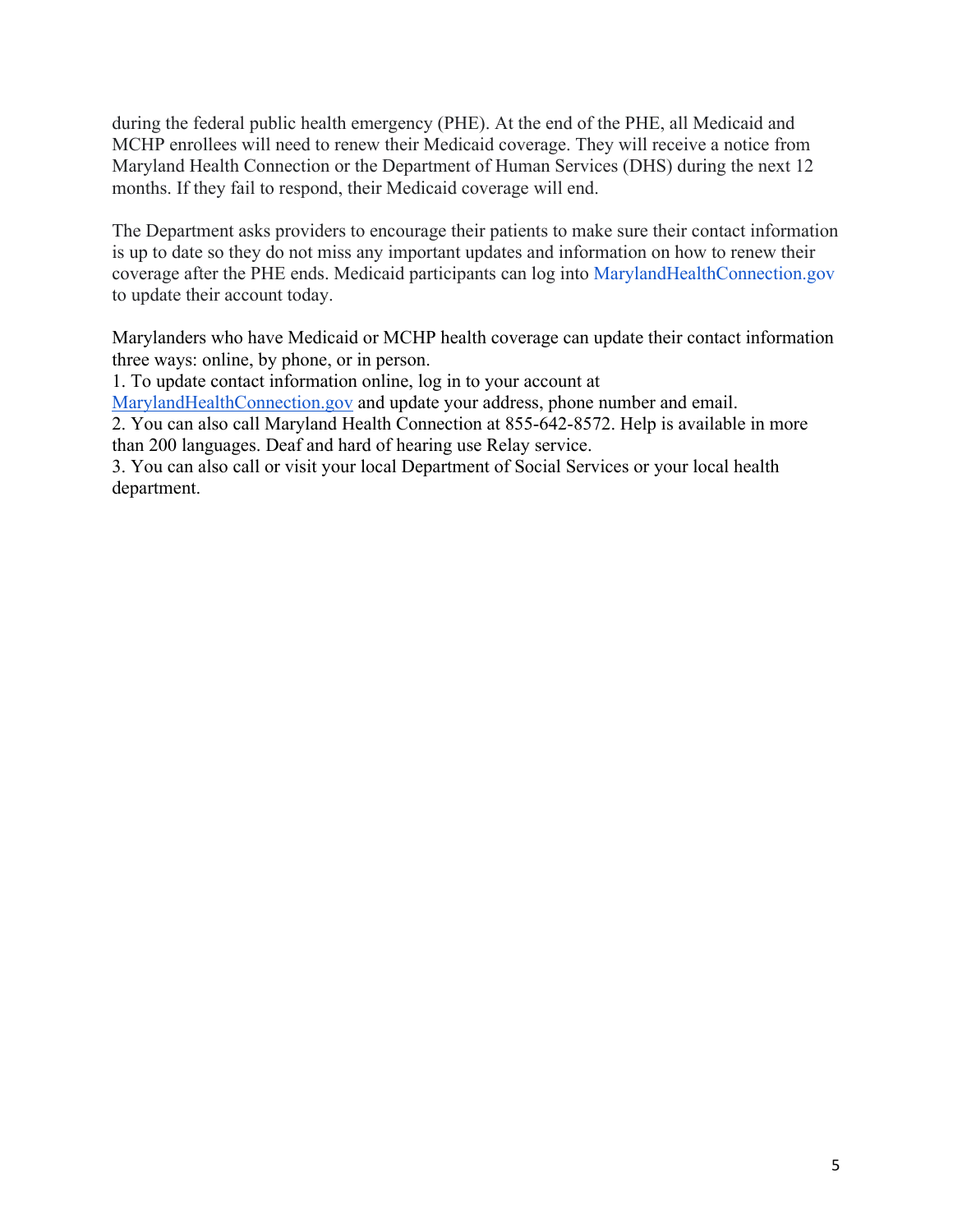during the federal public health emergency (PHE). At the end of the PHE, all Medicaid and MCHP enrollees will need to renew their Medicaid coverage. They will receive a notice from Maryland Health Connection or the Department of Human Services (DHS) during the next 12 months. If they fail to respond, their Medicaid coverage will end.

The Department asks providers to encourage their patients to make sure their contact information is up to date so they do not miss any important updates and information on how to renew their coverage after the PHE ends. Medicaid participants can log into MarylandHealthConnection.gov to update their account today.

Marylanders who have Medicaid or MCHP health coverage can update their contact information three ways: online, by phone, or in person.

1. To update contact information online, log in to your account at MarylandHealthConnection.gov and update your address, phone number and email.
2. You can also call Maryland Health Connection at 855-642-8572. Help is available in more than 200 languages. Deaf and hard of hearing use Relay service.
3. You can also call or visit your local Department of Social Services or your local health department.